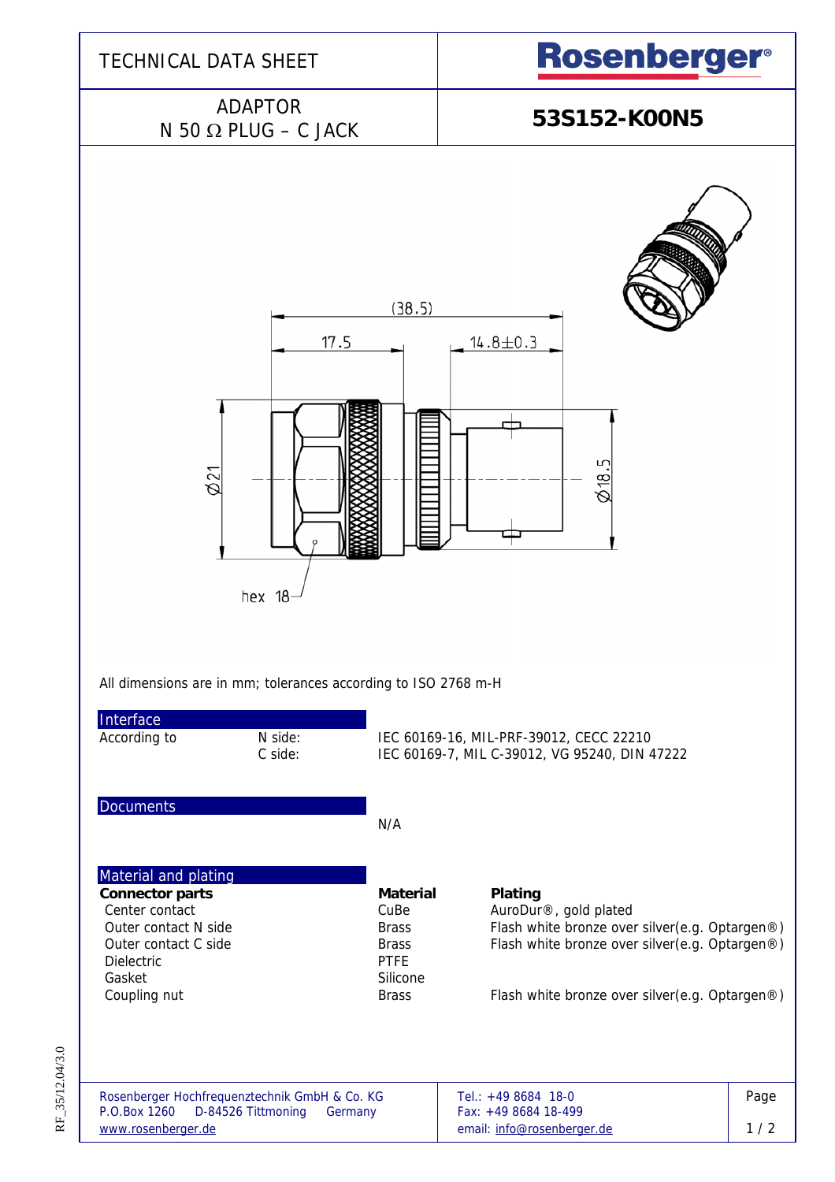# TECHNICAL DATA SHEET

**Rosenberger®**

## ADAPTOR
## N 50 Ω PLUG – C JACK

**53S152-K00N5**

(38.5)

17.5

14.8±0.3

Ø21

Ø18.5

hex 18

All dimensions are in mm; tolerances according to ISO 2768 m-H

### Interface

| According to | N side: | IEC 60169-16, MIL-PRF-39012, CECC 22210 |
|---|---|---|
| | C side: | IEC 60169-7, MIL C-39012, VG 95240, DIN 47222 |

### Documents

N/A

### Material and plating

| Connector parts | Material | Plating |
|---|---|---|
| Center contact | CuBe | AuroDur®, gold plated |
| Outer contact N side | Brass | Flash white bronze over silver(e.g. Optargen®) |
| Outer contact C side | Brass | Flash white bronze over silver(e.g. Optargen®) |
| Dielectric | PTFE | |
| Gasket | Silicone | |
| Coupling nut | Brass | Flash white bronze over silver(e.g. Optargen®) |

Rosenberger Hochfrequenztechnik GmbH & Co. KG
P.O.Box 1260 D-84526 Tittmoning Germany
www.rosenberger.de

Tel.: +49 8684 18-0
Fax: +49 8684 18-499
email: info@rosenberger.de

RF_35/12.04/3.0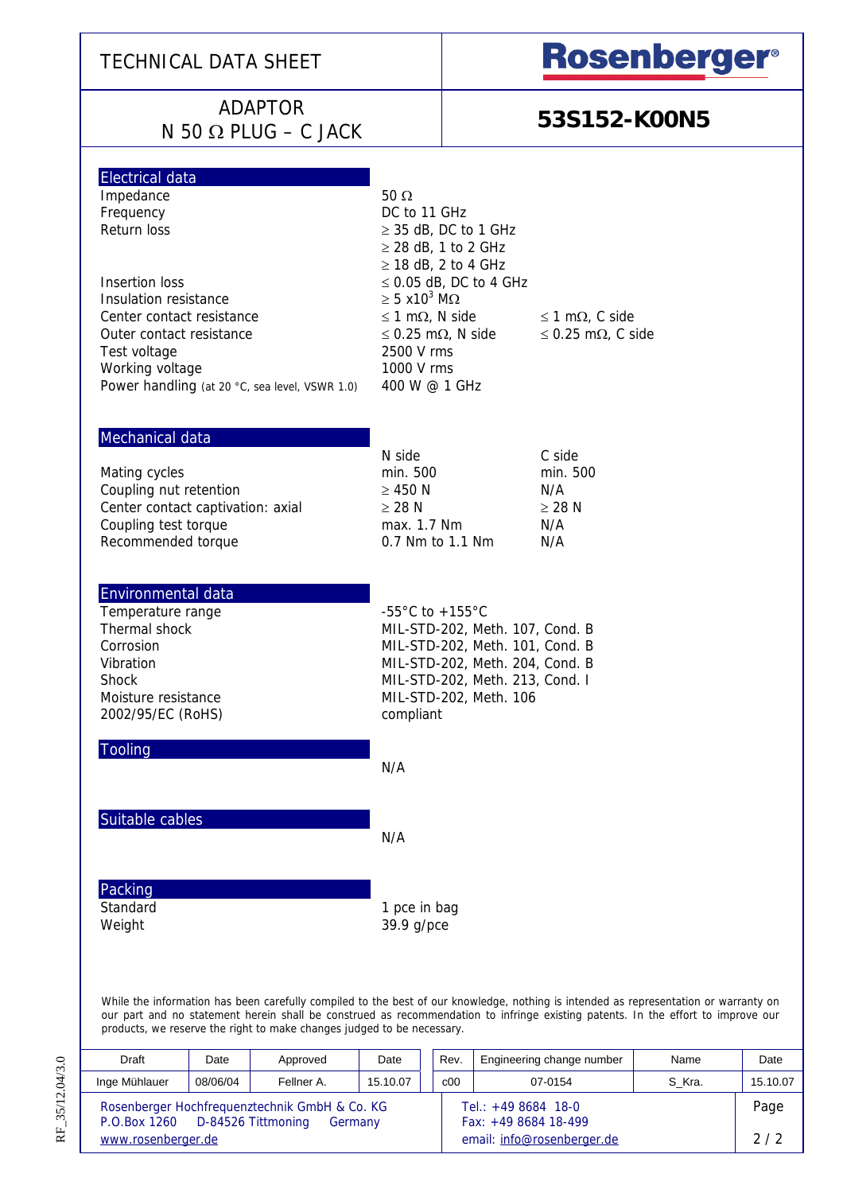# TECHNICAL DATA SHEET

**Rosenberger**

## ADAPTOR N 50 Ω PLUG – C JACK

## 53S152-K00N5

### Electrical data

| | | |
|---|---|---|
| Impedance | 50 Ω | |
| Frequency | DC to 11 GHz | |
| Return loss | ≥ 35 dB, DC to 1 GHz | |
| | ≥ 28 dB, 1 to 2 GHz | |
| | ≥ 18 dB, 2 to 4 GHz | |
| Insertion loss | ≤ 0.05 dB, DC to 4 GHz | |
| Insulation resistance | ≥ 5 x$10^3$ MΩ | |
| Center contact resistance | ≤ 1 mΩ, N side | ≤ 1 mΩ, C side |
| Outer contact resistance | ≤ 0.25 mΩ, N side | ≤ 0.25 mΩ, C side |
| Test voltage | 2500 V rms | |
| Working voltage | 1000 V rms | |
| Power handling (at 20 °C, sea level, VSWR 1.0) | 400 W @ 1 GHz | |

### Mechanical data

| | N side | C side |
|---|---|---|
| Mating cycles | min. 500 | min. 500 |
| Coupling nut retention | ≥ 450 N | N/A |
| Center contact captivation: axial | ≥ 28 N | ≥ 28 N |
| Coupling test torque | max. 1.7 Nm | N/A |
| Recommended torque | 0.7 Nm to 1.1 Nm | N/A |

### Environmental data

| | |
|---|---|
| Temperature range | -55°C to +155°C |
| Thermal shock | MIL-STD-202, Meth. 107, Cond. B |
| Corrosion | MIL-STD-202, Meth. 101, Cond. B |
| Vibration | MIL-STD-202, Meth. 204, Cond. B |
| Shock | MIL-STD-202, Meth. 213, Cond. I |
| Moisture resistance | MIL-STD-202, Meth. 106 |
| 2002/95/EC (RoHS) | compliant |

### Tooling

N/A

### Suitable cables

N/A

### Packing

| | |
|---|---|
| Standard | 1 pce in bag |
| Weight | 39.9 g/pce |

While the information has been carefully compiled to the best of our knowledge, nothing is intended as representation or warranty on our part and no statement herein shall be construed as recommendation to infringe existing patents. In the effort to improve our products, we reserve the right to make changes judged to be necessary.

| Draft | Date | Approved | Date | Rev. | Engineering change number | Name | Date |
|---|---|---|---|---|---|---|---|
| Inge Mühlauer | 08/06/04 | Fellner A. | 15.10.07 | c00 | 07-0154 | S_Kra. | 15.10.07 |

Rosenberger Hochfrequenztechnik GmbH & Co. KG
P.O.Box 1260 D-84526 Tittmoning Germany
www.rosenberger.de

Tel.: +49 8684 18-0
Fax: +49 8684 18-499
email: info@rosenberger.de

RF_35/12.04/3.0